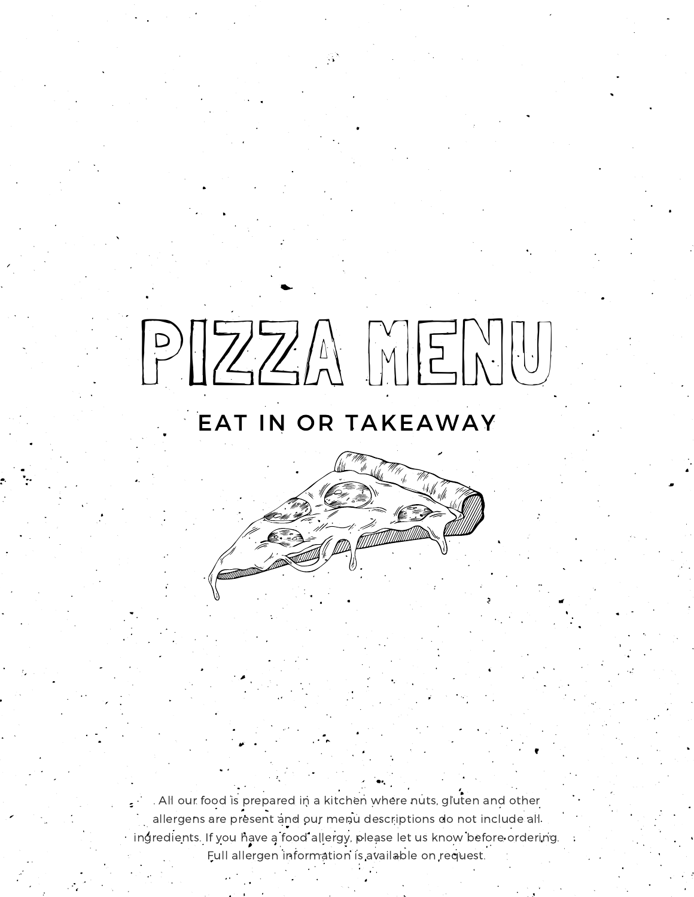# PIZZA MENU

## EAT IN OR TAKEAWAY

All our food is prepared in a kitchen where nuts, gluten and other allergens are present and our menu descriptions do not include all ingredients. If you have a food allergy, please let us know before ordering. Full allergen information is available on request.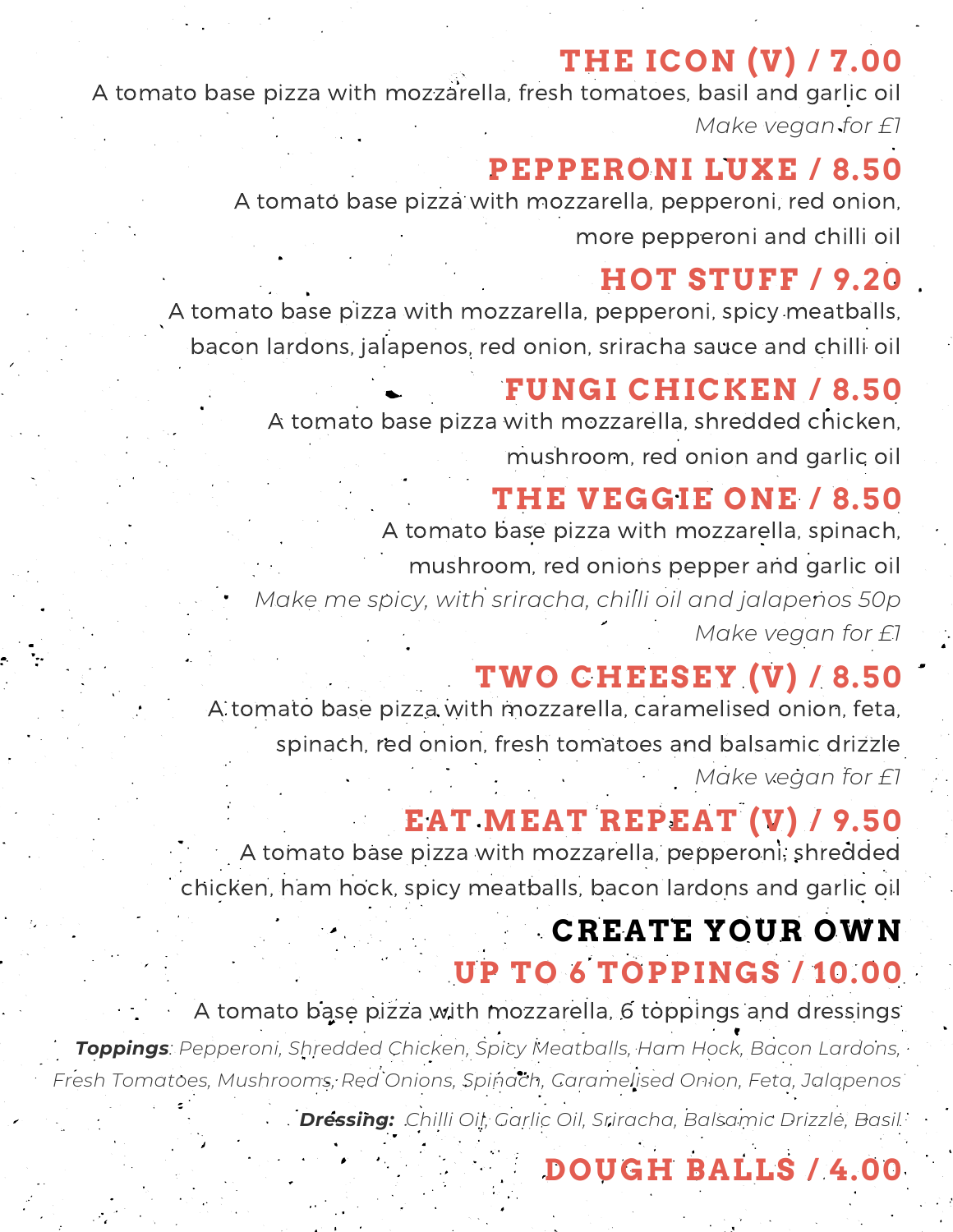## THE ICON (V) / 7.00

A tomato base pizza with mozzarella, fresh tomatoes, basil and garlic oil

*Make vegan for £1*

## PEPPERONI LUXE / 8.50

A tomato base pizza with mozzarella, pepperoni, red onion, more pepperoni and chilli oil

## HOT STUFF / 9.20

A tomato base pizza with mozzarella, pepperoni, spicy meatballs, bacon lardons, jalapenos, red onion, sriracha sauce and chilli oil

## FUNGI CHICKEN / 8.50

A tomato base pizza with mozzarella, shredded chicken, mushroom, red onion and garlic oil

## THE VEGGIE ONE / 8.50

A tomato base pizza with mozzarella, spinach, mushroom, red onions pepper and garlic oil

*Make me spicy, with sriracha, chilli oil and jalapenos 50p*

*Make vegan for £1*

## TWO CHEESEY (V) / 8.50

A tomato base pizza with mozzarella, caramelised onion, feta, spinach, red onion, fresh tomatoes and balsamic drizzle

*Make vegan for £1*

## EAT MEAT REPEAT (V) / 9.50

A tomato base pizza with mozzarella, pepperoni, shredded chicken, ham hock, spicy meatballs, bacon lardons and garlic oil

## CREATE YOUR OWN

## UP TO 6 TOPPINGS / 10.00

A tomato base pizza with mozzarella, 6 toppings and dressings

***Toppings**: Pepperoni, Shredded Chicken, Spicy Meatballs, Ham Hock, Bacon Lardons, Fresh Tomatoes, Mushrooms, Red Onions, Spinach, Caramelised Onion, Feta, Jalapenos*

***Dressing:** Chilli Oil, Garlic Oil, Sriracha, Balsamic Drizzle, Basil*

## DOUGH BALLS / 4.00